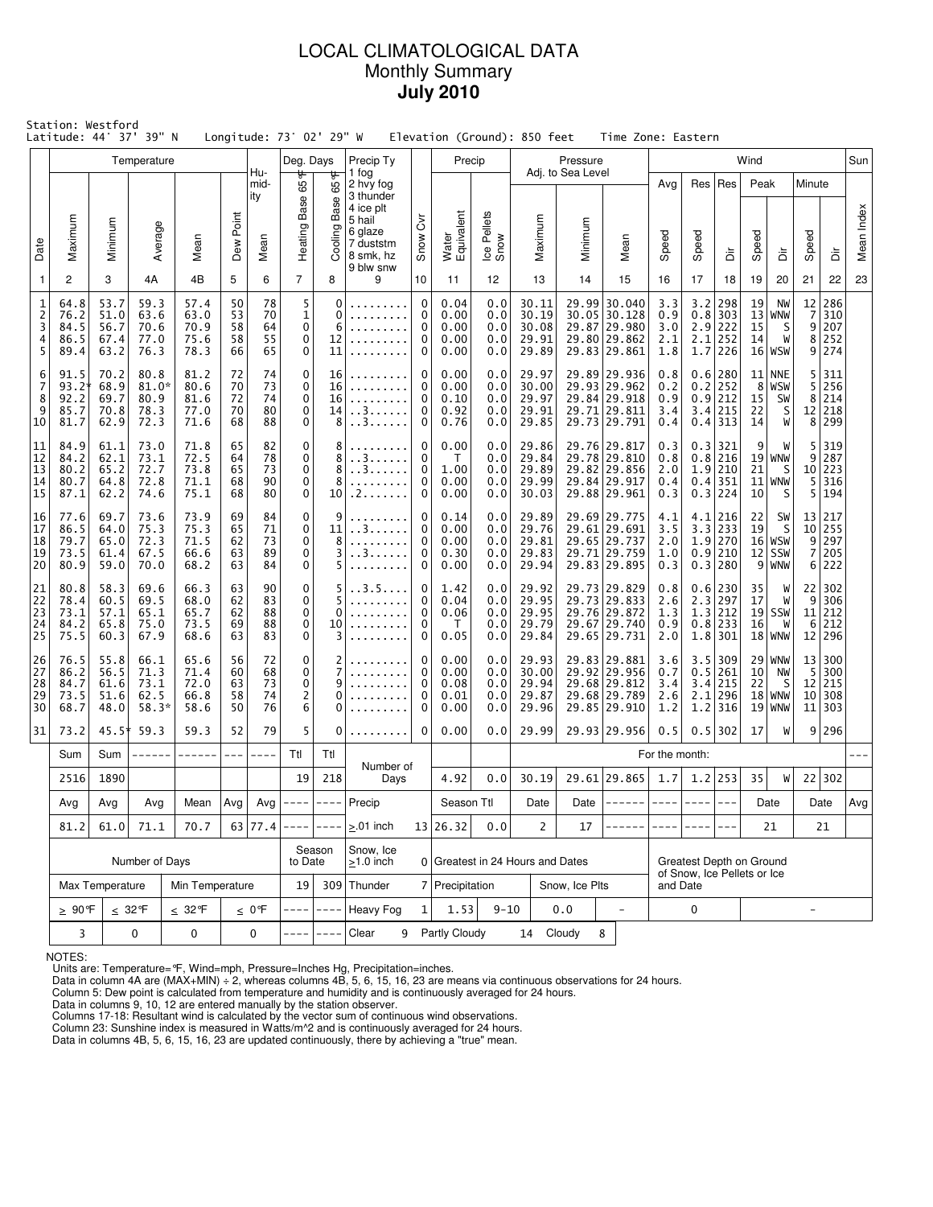# LOCAL CLIMATOLOGICAL DATA
## Monthly Summary
## July 2010

Station: Westford
Latitude: 44° 37' 39" N   Longitude: 73° 02' 29" W   Elevation (Ground): 850 feet   Time Zone: Eastern

| Date | Temperature Maximum | Temperature Minimum | Temperature Average | Temperature Mean | Dew Point | Humidity Mean | Deg. Days Heating Base 65°F | Deg. Days Cooling Base 65°F | Precip Ty (1 fog, 2 hvy fog, 3 thunder, 4 ice plt, 5 hail, 6 glaze, 7 duststm, 8 smk, hz, 9 blw snw) | Snow Cvr | Precip Water Equivalent | Precip Ice Pellets Snow | Pressure Adj. to Sea Level Maximum | Pressure Minimum | Pressure Mean | Wind Avg Speed | Wind Res Speed | Wind Res Dir | Wind Peak Speed | Wind Peak Dir | Wind Minute Speed | Wind Minute Dir | Sun Mean Index |
|---|---|---|---|---|---|---|---|---|---|---|---|---|---|---|---|---|---|---|---|---|---|---|---|
| 1 | 2 | 3 | 4A | 4B | 5 | 6 | 7 | 8 | 9 | 10 | 11 | 12 | 13 | 14 | 15 | 16 | 17 | 18 | 19 | 20 | 21 | 22 | 23 |
| 1 | 64.8 | 53.7 | 59.3 | 57.4 | 50 | 78 | 5 | 0 | ......... | 0 | 0.04 | 0.0 | 30.11 | 29.99 | 30.040 | 3.3 | 3.2 | 298 | 19 | NW | 12 | 286 | |
| 2 | 76.2 | 51.0 | 63.6 | 63.0 | 53 | 70 | 1 | 0 | ......... | 0 | 0.00 | 0.0 | 30.19 | 30.05 | 30.128 | 0.9 | 0.8 | 303 | 13 | WNW | 7 | 310 | |
| 3 | 84.5 | 56.7 | 70.6 | 70.9 | 58 | 64 | 0 | 6 | ......... | 0 | 0.00 | 0.0 | 30.08 | 29.87 | 29.980 | 3.0 | 2.9 | 222 | 15 | S | 9 | 207 | |
| 4 | 86.5 | 67.4 | 77.0 | 75.6 | 58 | 55 | 0 | 12 | ......... | 0 | 0.00 | 0.0 | 29.91 | 29.80 | 29.862 | 2.1 | 2.1 | 252 | 14 | W | 8 | 252 | |
| 5 | 89.4 | 63.2 | 76.3 | 78.3 | 66 | 65 | 0 | 11 | ......... | 0 | 0.00 | 0.0 | 29.89 | 29.83 | 29.861 | 1.8 | 1.7 | 226 | 16 | WSW | 9 | 274 | |
| 6 | 91.5 | 70.2 | 80.8 | 81.2 | 72 | 74 | 0 | 16 | ......... | 0 | 0.00 | 0.0 | 29.97 | 29.89 | 29.936 | 0.8 | 0.6 | 280 | 11 | NNE | 5 | 311 | |
| 7 | 93.2* | 68.9 | 81.0* | 80.6 | 70 | 73 | 0 | 16 | ......... | 0 | 0.00 | 0.0 | 30.00 | 29.93 | 29.962 | 0.2 | 0.2 | 252 | 8 | WSW | 5 | 256 | |
| 8 | 92.2 | 69.7 | 80.9 | 81.6 | 72 | 74 | 0 | 16 | ......... | 0 | 0.10 | 0.0 | 29.97 | 29.84 | 29.918 | 0.9 | 0.9 | 212 | 15 | SW | 8 | 214 | |
| 9 | 85.7 | 70.8 | 78.3 | 77.0 | 70 | 80 | 0 | 14 | ..3...... | 0 | 0.92 | 0.0 | 29.91 | 29.71 | 29.811 | 3.4 | 3.4 | 215 | 22 | S | 12 | 218 | |
| 10 | 81.7 | 62.9 | 72.3 | 71.6 | 68 | 88 | 0 | 8 | ..3...... | 0 | 0.76 | 0.0 | 29.85 | 29.73 | 29.791 | 0.4 | 0.4 | 313 | 14 | W | 8 | 299 | |
| 11 | 84.9 | 61.1 | 73.0 | 71.8 | 65 | 82 | 0 | 8 | ......... | 0 | 0.00 | 0.0 | 29.86 | 29.76 | 29.817 | 0.3 | 0.3 | 321 | 9 | W | 5 | 319 | |
| 12 | 84.2 | 62.1 | 73.1 | 72.5 | 64 | 78 | 0 | 8 | ..3...... | 0 | T | 0.0 | 29.84 | 29.78 | 29.810 | 0.8 | 0.8 | 216 | 19 | WNW | 9 | 287 | |
| 13 | 80.2 | 65.2 | 72.7 | 73.8 | 65 | 73 | 0 | 8 | ..3...... | 0 | 1.00 | 0.0 | 29.89 | 29.82 | 29.856 | 2.0 | 1.9 | 210 | 21 | S | 10 | 223 | |
| 14 | 80.7 | 64.8 | 72.8 | 71.1 | 68 | 90 | 0 | 8 | ......... | 0 | 0.00 | 0.0 | 29.99 | 29.84 | 29.917 | 0.4 | 0.4 | 351 | 11 | WNW | 5 | 316 | |
| 15 | 87.1 | 62.2 | 74.6 | 75.1 | 68 | 80 | 0 | 10 | .2....... | 0 | 0.00 | 0.0 | 30.03 | 29.88 | 29.961 | 0.3 | 0.3 | 224 | 10 | S | 5 | 194 | |
| 16 | 77.6 | 69.7 | 73.6 | 73.9 | 69 | 84 | 0 | 9 | ......... | 0 | 0.14 | 0.0 | 29.89 | 29.69 | 29.775 | 4.1 | 4.1 | 216 | 22 | SW | 13 | 217 | |
| 17 | 86.5 | 64.0 | 75.3 | 75.3 | 65 | 71 | 0 | 11 | ..3...... | 0 | 0.00 | 0.0 | 29.76 | 29.61 | 29.691 | 3.5 | 3.3 | 233 | 19 | S | 10 | 255 | |
| 18 | 79.7 | 65.0 | 72.3 | 71.5 | 62 | 73 | 0 | 8 | ......... | 0 | 0.00 | 0.0 | 29.81 | 29.65 | 29.737 | 2.0 | 1.9 | 270 | 16 | WSW | 9 | 297 | |
| 19 | 73.5 | 61.4 | 67.5 | 66.6 | 63 | 89 | 0 | 3 | ..3...... | 0 | 0.30 | 0.0 | 29.83 | 29.71 | 29.759 | 1.0 | 0.9 | 210 | 12 | SSW | 7 | 205 | |
| 20 | 80.9 | 59.0 | 70.0 | 68.2 | 63 | 84 | 0 | 5 | ......... | 0 | 0.00 | 0.0 | 29.94 | 29.83 | 29.895 | 0.3 | 0.3 | 280 | 9 | WNW | 6 | 222 | |
| 21 | 80.8 | 58.3 | 69.6 | 66.3 | 63 | 90 | 0 | 5 | ..3.5.... | 0 | 1.42 | 0.0 | 29.92 | 29.73 | 29.829 | 0.8 | 0.6 | 230 | 35 | W | 22 | 302 | |
| 22 | 78.4 | 60.5 | 69.5 | 68.0 | 62 | 83 | 0 | 5 | ......... | 0 | 0.04 | 0.0 | 29.95 | 29.73 | 29.833 | 2.6 | 2.3 | 297 | 17 | W | 9 | 306 | |
| 23 | 73.1 | 57.1 | 65.1 | 65.7 | 62 | 88 | 0 | 0 | ......... | 0 | 0.06 | 0.0 | 29.95 | 29.76 | 29.872 | 1.3 | 1.3 | 212 | 19 | SSW | 11 | 212 | |
| 24 | 84.2 | 65.8 | 75.0 | 73.5 | 69 | 88 | 0 | 10 | ......... | 0 | T | 0.0 | 29.79 | 29.67 | 29.740 | 0.9 | 0.8 | 233 | 16 | W | 6 | 212 | |
| 25 | 75.5 | 60.3 | 67.9 | 68.6 | 63 | 83 | 0 | 3 | ......... | 0 | 0.05 | 0.0 | 29.84 | 29.65 | 29.731 | 2.0 | 1.8 | 301 | 18 | WNW | 12 | 296 | |
| 26 | 76.5 | 55.8 | 66.1 | 65.6 | 56 | 72 | 0 | 2 | ......... | 0 | 0.00 | 0.0 | 29.93 | 29.83 | 29.881 | 3.6 | 3.5 | 309 | 29 | WNW | 13 | 300 | |
| 27 | 86.2 | 56.5 | 71.3 | 71.4 | 60 | 68 | 0 | 7 | ......... | 0 | 0.00 | 0.0 | 30.00 | 29.92 | 29.956 | 0.7 | 0.5 | 261 | 10 | NW | 5 | 300 | |
| 28 | 84.7 | 61.6 | 73.1 | 72.0 | 63 | 73 | 0 | 9 | ......... | 0 | 0.08 | 0.0 | 29.94 | 29.68 | 29.812 | 3.4 | 3.4 | 215 | 22 | S | 12 | 215 | |
| 29 | 73.5 | 51.6 | 62.5 | 66.8 | 58 | 74 | 2 | 0 | ......... | 0 | 0.01 | 0.0 | 29.87 | 29.68 | 29.789 | 2.6 | 2.1 | 296 | 18 | WNW | 10 | 308 | |
| 30 | 68.7 | 48.0 | 58.3* | 58.6 | 50 | 76 | 6 | 0 | ......... | 0 | 0.00 | 0.0 | 29.96 | 29.85 | 29.910 | 1.2 | 1.2 | 316 | 19 | WNW | 11 | 303 | |
| 31 | 73.2 | 45.5* | 59.3 | 59.3 | 52 | 79 | 5 | 0 | ......... | 0 | 0.00 | 0.0 | 29.99 | 29.93 | 29.956 | 0.5 | 0.5 | 302 | 17 | W | 9 | 296 | |
| | Sum | Sum | ------ | ------ | --- | ---- | Ttl | Ttl | Number of Days | | | | For the month: | | | | | | | | | | --- |
| | 2516 | 1890 | | | | | 19 | 218 | | | 4.92 | 0.0 | 30.19 | 29.61 | 29.865 | 1.7 | 1.2 | 253 | 35 | W | 22 | 302 | |
| | Avg | Avg | Avg | Mean | Avg | Avg | ---- | ---- | Precip | | Season Ttl | | Date | Date | ------ | ---- | ---- | --- | Date | | Date | | Avg |
| | 81.2 | 61.0 | 71.1 | 70.7 | 63 | 77.4 | ---- | ---- | ≥.01 inch | 13 | 26.32 | 0.0 | 2 | 17 | ------ | ---- | ---- | --- | 21 | | 21 | | |

| Number of Days | | | | Season to Date | | Snow, Ice ≥1.0 inch | 0 | Greatest in 24 Hours and Dates | | | | Greatest Depth on Ground of Snow, Ice Pellets or Ice and Date | |
|---|---|---|---|---|---|---|---|---|---|---|---|---|---|
| Max Temperature | | Min Temperature | | 19 | 309 | Thunder | 7 | Precipitation | | Snow, Ice Plts | | | |
| ≥ 90°F | ≤ 32°F | ≤ 32°F | ≤ 0°F | ---- | ---- | Heavy Fog | 1 | 1.53 | 9-10 | 0.0 | - | 0 | - |
| 3 | 0 | 0 | 0 | ---- | ---- | Clear 9 | | Partly Cloudy 14 | | Cloudy 8 | | | |

NOTES:
Units are: Temperature=°F, Wind=mph, Pressure=Inches Hg, Precipitation=inches.
Data in column 4A are (MAX+MIN) ÷ 2, whereas columns 4B, 5, 6, 15, 16, 23 are means via continuous observations for 24 hours.
Column 5: Dew point is calculated from temperature and humidity and is continuously averaged for 24 hours.
Data in columns 9, 10, 12 are entered manually by the station observer.
Columns 17-18: Resultant wind is calculated by the vector sum of continuous wind observations.
Column 23: Sunshine index is measured in Watts/m^2 and is continuously averaged for 24 hours.
Data in columns 4B, 5, 6, 15, 16, 23 are updated continuously, there by achieving a "true" mean.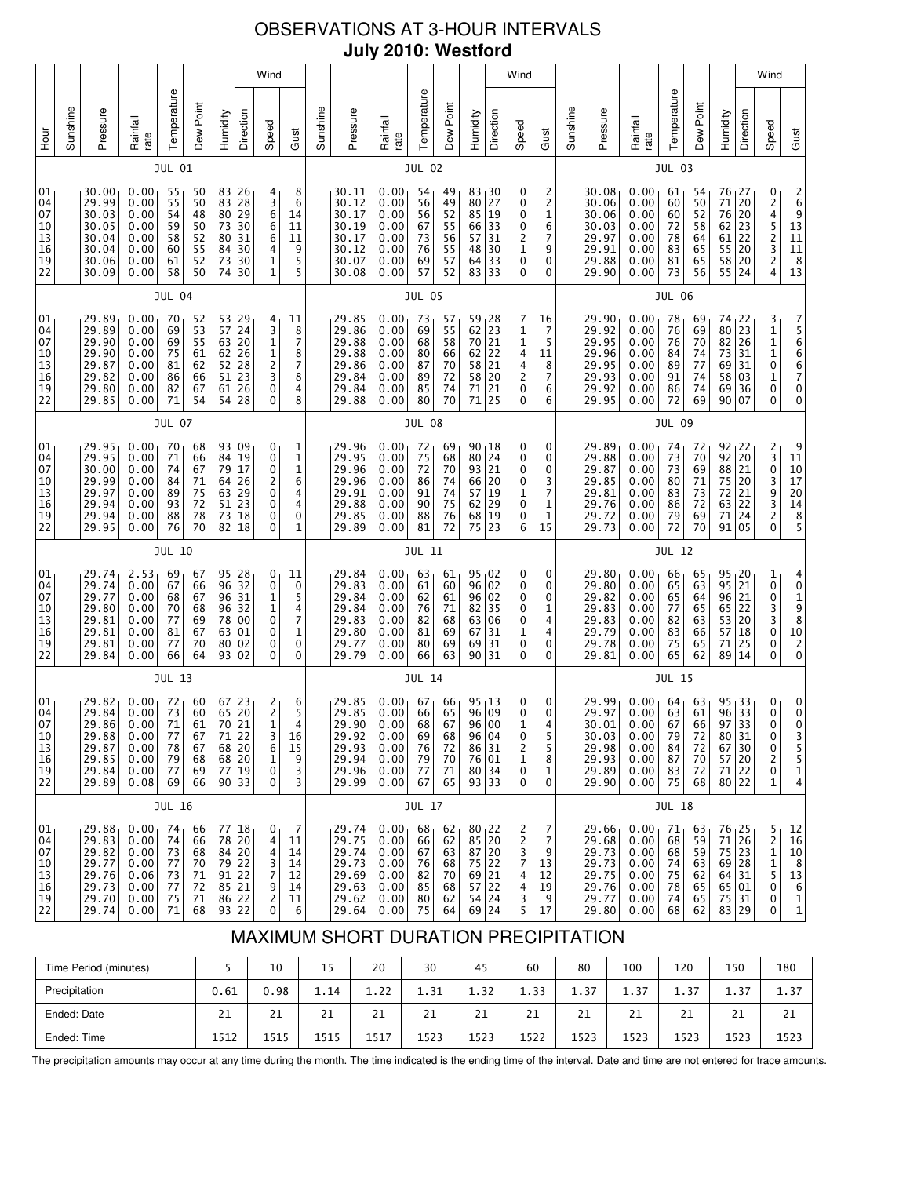# OBSERVATIONS AT 3-HOUR INTERVALS
## July 2010: Westford

### JUL 01

| Hour | Sunshine | Pressure | Rainfall rate | Temperature | Dew Point | Humidity | Wind Direction | Wind Speed | Wind Gust |
|---|---|---|---|---|---|---|---|---|---|
| 01 | | 30.00 | 0.00 | 55 | 50 | 83 | 26 | 4 | 8 |
| 04 | | 29.99 | 0.00 | 55 | 50 | 83 | 28 | 3 | 6 |
| 07 | | 30.03 | 0.00 | 54 | 48 | 80 | 29 | 6 | 14 |
| 10 | | 30.05 | 0.00 | 59 | 50 | 73 | 30 | 6 | 11 |
| 13 | | 30.04 | 0.00 | 58 | 52 | 80 | 31 | 6 | 11 |
| 16 | | 30.04 | 0.00 | 60 | 55 | 84 | 30 | 4 | 9 |
| 19 | | 30.06 | 0.00 | 61 | 52 | 73 | 30 | 1 | 5 |
| 22 | | 30.09 | 0.00 | 58 | 50 | 74 | 30 | 1 | 5 |

### JUL 02

| Hour | Sunshine | Pressure | Rainfall rate | Temperature | Dew Point | Humidity | Wind Direction | Wind Speed | Wind Gust |
|---|---|---|---|---|---|---|---|---|---|
| 01 | | 30.11 | 0.00 | 54 | 49 | 83 | 30 | 0 | 2 |
| 04 | | 30.12 | 0.00 | 56 | 49 | 80 | 27 | 0 | 2 |
| 07 | | 30.17 | 0.00 | 56 | 52 | 85 | 19 | 0 | 1 |
| 10 | | 30.19 | 0.00 | 67 | 55 | 66 | 33 | 0 | 6 |
| 13 | | 30.17 | 0.00 | 73 | 56 | 57 | 31 | 2 | 7 |
| 16 | | 30.12 | 0.00 | 76 | 55 | 48 | 30 | 1 | 9 |
| 19 | | 30.07 | 0.00 | 69 | 57 | 64 | 33 | 0 | 0 |
| 22 | | 30.08 | 0.00 | 57 | 52 | 83 | 33 | 0 | 0 |

### JUL 03

| Hour | Sunshine | Pressure | Rainfall rate | Temperature | Dew Point | Humidity | Wind Direction | Wind Speed | Wind Gust |
|---|---|---|---|---|---|---|---|---|---|
| 01 | | 30.08 | 0.00 | 61 | 54 | 76 | 27 | 0 | 2 |
| 04 | | 30.06 | 0.00 | 60 | 50 | 71 | 20 | 2 | 6 |
| 07 | | 30.06 | 0.00 | 60 | 52 | 76 | 20 | 4 | 9 |
| 10 | | 30.03 | 0.00 | 72 | 58 | 62 | 23 | 5 | 13 |
| 13 | | 29.97 | 0.00 | 78 | 64 | 61 | 22 | 2 | 11 |
| 16 | | 29.91 | 0.00 | 83 | 65 | 55 | 20 | 3 | 11 |
| 19 | | 29.88 | 0.00 | 81 | 65 | 58 | 20 | 2 | 8 |
| 22 | | 29.90 | 0.00 | 73 | 56 | 55 | 24 | 4 | 13 |

### JUL 04

| Hour | Sunshine | Pressure | Rainfall rate | Temperature | Dew Point | Humidity | Wind Direction | Wind Speed | Wind Gust |
|---|---|---|---|---|---|---|---|---|---|
| 01 | | 29.89 | 0.00 | 70 | 52 | 53 | 29 | 4 | 11 |
| 04 | | 29.89 | 0.00 | 69 | 53 | 57 | 24 | 3 | 8 |
| 07 | | 29.90 | 0.00 | 69 | 55 | 63 | 20 | 1 | 7 |
| 10 | | 29.90 | 0.00 | 75 | 61 | 62 | 26 | 1 | 8 |
| 13 | | 29.87 | 0.00 | 81 | 62 | 52 | 28 | 2 | 7 |
| 16 | | 29.82 | 0.00 | 86 | 66 | 51 | 23 | 3 | 8 |
| 19 | | 29.80 | 0.00 | 82 | 67 | 61 | 26 | 0 | 4 |
| 22 | | 29.85 | 0.00 | 71 | 54 | 54 | 28 | 0 | 8 |

### JUL 05

| Hour | Sunshine | Pressure | Rainfall rate | Temperature | Dew Point | Humidity | Wind Direction | Wind Speed | Wind Gust |
|---|---|---|---|---|---|---|---|---|---|
| 01 | | 29.85 | 0.00 | 73 | 57 | 59 | 28 | 7 | 16 |
| 04 | | 29.86 | 0.00 | 69 | 55 | 62 | 23 | 1 | 7 |
| 07 | | 29.88 | 0.00 | 68 | 58 | 70 | 21 | 1 | 5 |
| 10 | | 29.88 | 0.00 | 80 | 66 | 62 | 22 | 4 | 11 |
| 13 | | 29.86 | 0.00 | 87 | 70 | 58 | 21 | 4 | 8 |
| 16 | | 29.84 | 0.00 | 89 | 72 | 58 | 20 | 2 | 7 |
| 19 | | 29.84 | 0.00 | 85 | 74 | 71 | 21 | 0 | 6 |
| 22 | | 29.88 | 0.00 | 80 | 70 | 71 | 25 | 0 | 6 |

### JUL 06

| Hour | Sunshine | Pressure | Rainfall rate | Temperature | Dew Point | Humidity | Wind Direction | Wind Speed | Wind Gust |
|---|---|---|---|---|---|---|---|---|---|
| 01 | | 29.90 | 0.00 | 78 | 69 | 74 | 22 | 3 | 7 |
| 04 | | 29.92 | 0.00 | 76 | 69 | 80 | 23 | 1 | 5 |
| 07 | | 29.95 | 0.00 | 76 | 70 | 82 | 26 | 1 | 6 |
| 10 | | 29.96 | 0.00 | 84 | 74 | 73 | 31 | 1 | 6 |
| 13 | | 29.95 | 0.00 | 89 | 77 | 69 | 31 | 0 | 6 |
| 16 | | 29.93 | 0.00 | 91 | 74 | 58 | 03 | 1 | 7 |
| 19 | | 29.92 | 0.00 | 86 | 74 | 69 | 36 | 0 | 0 |
| 22 | | 29.95 | 0.00 | 72 | 69 | 90 | 07 | 0 | 0 |

### JUL 07

| Hour | Sunshine | Pressure | Rainfall rate | Temperature | Dew Point | Humidity | Wind Direction | Wind Speed | Wind Gust |
|---|---|---|---|---|---|---|---|---|---|
| 01 | | 29.95 | 0.00 | 70 | 68 | 93 | 09 | 0 | 1 |
| 04 | | 29.95 | 0.00 | 71 | 66 | 84 | 19 | 0 | 1 |
| 07 | | 30.00 | 0.00 | 74 | 67 | 79 | 17 | 0 | 1 |
| 10 | | 29.99 | 0.00 | 84 | 71 | 64 | 26 | 2 | 6 |
| 13 | | 29.97 | 0.00 | 89 | 75 | 63 | 29 | 0 | 4 |
| 16 | | 29.94 | 0.00 | 93 | 72 | 51 | 23 | 0 | 4 |
| 19 | | 29.94 | 0.00 | 88 | 78 | 73 | 18 | 0 | 0 |
| 22 | | 29.95 | 0.00 | 76 | 70 | 82 | 18 | 0 | 1 |

### JUL 08

| Hour | Sunshine | Pressure | Rainfall rate | Temperature | Dew Point | Humidity | Wind Direction | Wind Speed | Wind Gust |
|---|---|---|---|---|---|---|---|---|---|
| 01 | | 29.96 | 0.00 | 72 | 69 | 90 | 18 | 0 | 0 |
| 04 | | 29.95 | 0.00 | 75 | 68 | 80 | 24 | 0 | 0 |
| 07 | | 29.96 | 0.00 | 72 | 70 | 93 | 21 | 0 | 0 |
| 10 | | 29.96 | 0.00 | 86 | 74 | 66 | 20 | 0 | 3 |
| 13 | | 29.91 | 0.00 | 91 | 74 | 57 | 19 | 1 | 7 |
| 16 | | 29.88 | 0.00 | 90 | 75 | 62 | 29 | 0 | 1 |
| 19 | | 29.85 | 0.00 | 88 | 76 | 68 | 19 | 0 | 1 |
| 22 | | 29.89 | 0.00 | 81 | 72 | 75 | 23 | 6 | 15 |

### JUL 09

| Hour | Sunshine | Pressure | Rainfall rate | Temperature | Dew Point | Humidity | Wind Direction | Wind Speed | Wind Gust |
|---|---|---|---|---|---|---|---|---|---|
| 01 | | 29.89 | 0.00 | 74 | 72 | 92 | 22 | 2 | 9 |
| 04 | | 29.88 | 0.00 | 73 | 70 | 92 | 20 | 3 | 11 |
| 07 | | 29.87 | 0.00 | 73 | 69 | 88 | 21 | 0 | 10 |
| 10 | | 29.85 | 0.00 | 80 | 71 | 75 | 20 | 3 | 17 |
| 13 | | 29.81 | 0.00 | 83 | 73 | 72 | 21 | 9 | 20 |
| 16 | | 29.76 | 0.00 | 86 | 72 | 63 | 22 | 3 | 14 |
| 19 | | 29.72 | 0.00 | 79 | 69 | 71 | 24 | 2 | 8 |
| 22 | | 29.73 | 0.00 | 72 | 70 | 91 | 05 | 0 | 5 |

### JUL 10

| Hour | Sunshine | Pressure | Rainfall rate | Temperature | Dew Point | Humidity | Wind Direction | Wind Speed | Wind Gust |
|---|---|---|---|---|---|---|---|---|---|
| 01 | | 29.74 | 2.53 | 69 | 67 | 95 | 28 | 0 | 11 |
| 04 | | 29.74 | 0.00 | 67 | 66 | 96 | 32 | 0 | 0 |
| 07 | | 29.77 | 0.00 | 68 | 67 | 96 | 31 | 1 | 5 |
| 10 | | 29.80 | 0.00 | 70 | 68 | 96 | 32 | 1 | 4 |
| 13 | | 29.81 | 0.00 | 77 | 69 | 78 | 00 | 0 | 7 |
| 16 | | 29.81 | 0.00 | 81 | 67 | 63 | 01 | 0 | 1 |
| 19 | | 29.81 | 0.00 | 77 | 70 | 80 | 02 | 0 | 0 |
| 22 | | 29.84 | 0.00 | 66 | 64 | 93 | 02 | 0 | 0 |

### JUL 11

| Hour | Sunshine | Pressure | Rainfall rate | Temperature | Dew Point | Humidity | Wind Direction | Wind Speed | Wind Gust |
|---|---|---|---|---|---|---|---|---|---|
| 01 | | 29.84 | 0.00 | 63 | 61 | 95 | 02 | 0 | 0 |
| 04 | | 29.83 | 0.00 | 61 | 60 | 96 | 02 | 0 | 0 |
| 07 | | 29.84 | 0.00 | 62 | 61 | 96 | 02 | 0 | 0 |
| 10 | | 29.84 | 0.00 | 76 | 71 | 82 | 35 | 0 | 1 |
| 13 | | 29.83 | 0.00 | 82 | 68 | 63 | 06 | 0 | 4 |
| 16 | | 29.80 | 0.00 | 81 | 69 | 67 | 31 | 1 | 4 |
| 19 | | 29.77 | 0.00 | 80 | 69 | 69 | 31 | 0 | 0 |
| 22 | | 29.79 | 0.00 | 66 | 63 | 90 | 31 | 0 | 0 |

### JUL 12

| Hour | Sunshine | Pressure | Rainfall rate | Temperature | Dew Point | Humidity | Wind Direction | Wind Speed | Wind Gust |
|---|---|---|---|---|---|---|---|---|---|
| 01 | | 29.80 | 0.00 | 66 | 65 | 95 | 20 | 1 | 4 |
| 04 | | 29.80 | 0.00 | 65 | 63 | 95 | 21 | 0 | 0 |
| 07 | | 29.82 | 0.00 | 65 | 64 | 96 | 21 | 0 | 1 |
| 10 | | 29.83 | 0.00 | 77 | 65 | 65 | 22 | 3 | 9 |
| 13 | | 29.83 | 0.00 | 82 | 63 | 53 | 20 | 3 | 8 |
| 16 | | 29.79 | 0.00 | 83 | 66 | 57 | 18 | 0 | 10 |
| 19 | | 29.78 | 0.00 | 75 | 65 | 71 | 25 | 0 | 2 |
| 22 | | 29.81 | 0.00 | 65 | 62 | 89 | 14 | 0 | 0 |

### JUL 13

| Hour | Sunshine | Pressure | Rainfall rate | Temperature | Dew Point | Humidity | Wind Direction | Wind Speed | Wind Gust |
|---|---|---|---|---|---|---|---|---|---|
| 01 | | 29.82 | 0.00 | 72 | 60 | 67 | 23 | 2 | 6 |
| 04 | | 29.84 | 0.00 | 73 | 60 | 65 | 20 | 2 | 5 |
| 07 | | 29.86 | 0.00 | 71 | 61 | 70 | 21 | 1 | 4 |
| 10 | | 29.88 | 0.00 | 77 | 67 | 71 | 22 | 3 | 16 |
| 13 | | 29.87 | 0.00 | 78 | 67 | 68 | 20 | 6 | 15 |
| 16 | | 29.85 | 0.00 | 79 | 68 | 68 | 20 | 1 | 9 |
| 19 | | 29.84 | 0.00 | 77 | 69 | 77 | 19 | 0 | 3 |
| 22 | | 29.89 | 0.08 | 69 | 66 | 90 | 33 | 0 | 3 |

### JUL 14

| Hour | Sunshine | Pressure | Rainfall rate | Temperature | Dew Point | Humidity | Wind Direction | Wind Speed | Wind Gust |
|---|---|---|---|---|---|---|---|---|---|
| 01 | | 29.85 | 0.00 | 67 | 66 | 95 | 13 | 0 | 0 |
| 04 | | 29.85 | 0.00 | 66 | 65 | 96 | 09 | 0 | 0 |
| 07 | | 29.90 | 0.00 | 68 | 67 | 96 | 00 | 1 | 4 |
| 10 | | 29.92 | 0.00 | 69 | 68 | 96 | 04 | 0 | 5 |
| 13 | | 29.93 | 0.00 | 76 | 72 | 86 | 31 | 2 | 5 |
| 16 | | 29.94 | 0.00 | 79 | 70 | 76 | 01 | 1 | 8 |
| 19 | | 29.96 | 0.00 | 77 | 71 | 80 | 34 | 0 | 1 |
| 22 | | 29.99 | 0.00 | 67 | 65 | 93 | 33 | 0 | 0 |

### JUL 15

| Hour | Sunshine | Pressure | Rainfall rate | Temperature | Dew Point | Humidity | Wind Direction | Wind Speed | Wind Gust |
|---|---|---|---|---|---|---|---|---|---|
| 01 | | 29.99 | 0.00 | 64 | 63 | 95 | 33 | 0 | 0 |
| 04 | | 29.97 | 0.00 | 63 | 61 | 96 | 33 | 0 | 0 |
| 07 | | 30.01 | 0.00 | 67 | 66 | 97 | 33 | 0 | 0 |
| 10 | | 30.03 | 0.00 | 79 | 72 | 80 | 31 | 0 | 3 |
| 13 | | 29.98 | 0.00 | 84 | 72 | 67 | 30 | 0 | 5 |
| 16 | | 29.93 | 0.00 | 87 | 70 | 57 | 20 | 2 | 5 |
| 19 | | 29.89 | 0.00 | 83 | 72 | 71 | 22 | 0 | 1 |
| 22 | | 29.90 | 0.00 | 75 | 68 | 80 | 22 | 1 | 4 |

### JUL 16

| Hour | Sunshine | Pressure | Rainfall rate | Temperature | Dew Point | Humidity | Wind Direction | Wind Speed | Wind Gust |
|---|---|---|---|---|---|---|---|---|---|
| 01 | | 29.88 | 0.00 | 74 | 66 | 77 | 18 | 0 | 7 |
| 04 | | 29.83 | 0.00 | 74 | 66 | 78 | 20 | 4 | 11 |
| 07 | | 29.82 | 0.00 | 73 | 68 | 84 | 20 | 4 | 14 |
| 10 | | 29.77 | 0.00 | 77 | 70 | 79 | 22 | 3 | 14 |
| 13 | | 29.76 | 0.06 | 73 | 71 | 91 | 22 | 7 | 12 |
| 16 | | 29.73 | 0.00 | 77 | 72 | 85 | 21 | 9 | 14 |
| 19 | | 29.70 | 0.00 | 75 | 71 | 86 | 22 | 2 | 11 |
| 22 | | 29.74 | 0.00 | 71 | 68 | 93 | 22 | 0 | 6 |

### JUL 17

| Hour | Sunshine | Pressure | Rainfall rate | Temperature | Dew Point | Humidity | Wind Direction | Wind Speed | Wind Gust |
|---|---|---|---|---|---|---|---|---|---|
| 01 | | 29.74 | 0.00 | 68 | 62 | 80 | 22 | 2 | 7 |
| 04 | | 29.75 | 0.00 | 66 | 62 | 85 | 20 | 2 | 7 |
| 07 | | 29.74 | 0.00 | 67 | 63 | 87 | 20 | 3 | 9 |
| 10 | | 29.73 | 0.00 | 76 | 68 | 75 | 22 | 7 | 13 |
| 13 | | 29.69 | 0.00 | 82 | 70 | 69 | 21 | 4 | 12 |
| 16 | | 29.63 | 0.00 | 85 | 68 | 57 | 22 | 4 | 19 |
| 19 | | 29.62 | 0.00 | 80 | 62 | 54 | 24 | 3 | 9 |
| 22 | | 29.64 | 0.00 | 75 | 64 | 69 | 24 | 5 | 17 |

### JUL 18

| Hour | Sunshine | Pressure | Rainfall rate | Temperature | Dew Point | Humidity | Wind Direction | Wind Speed | Wind Gust |
|---|---|---|---|---|---|---|---|---|---|
| 01 | | 29.66 | 0.00 | 71 | 63 | 76 | 25 | 5 | 12 |
| 04 | | 29.68 | 0.00 | 68 | 59 | 71 | 26 | 2 | 16 |
| 07 | | 29.73 | 0.00 | 68 | 59 | 75 | 23 | 1 | 10 |
| 10 | | 29.73 | 0.00 | 74 | 63 | 69 | 28 | 1 | 8 |
| 13 | | 29.75 | 0.00 | 75 | 62 | 64 | 31 | 5 | 13 |
| 16 | | 29.76 | 0.00 | 78 | 65 | 65 | 01 | 0 | 6 |
| 19 | | 29.77 | 0.00 | 74 | 65 | 75 | 31 | 0 | 1 |
| 22 | | 29.80 | 0.00 | 68 | 62 | 83 | 29 | 0 | 1 |

## MAXIMUM SHORT DURATION PRECIPITATION

| Time Period (minutes) | 5 | 10 | 15 | 20 | 30 | 45 | 60 | 80 | 100 | 120 | 150 | 180 |
|---|---|---|---|---|---|---|---|---|---|---|---|---|
| Precipitation | 0.61 | 0.98 | 1.14 | 1.22 | 1.31 | 1.32 | 1.33 | 1.37 | 1.37 | 1.37 | 1.37 | 1.37 |
| Ended: Date | 21 | 21 | 21 | 21 | 21 | 21 | 21 | 21 | 21 | 21 | 21 | 21 |
| Ended: Time | 1512 | 1515 | 1515 | 1517 | 1523 | 1523 | 1522 | 1523 | 1523 | 1523 | 1523 | 1523 |

The precipitation amounts may occur at any time during the month. The time indicated is the ending time of the interval. Date and time are not entered for trace amounts.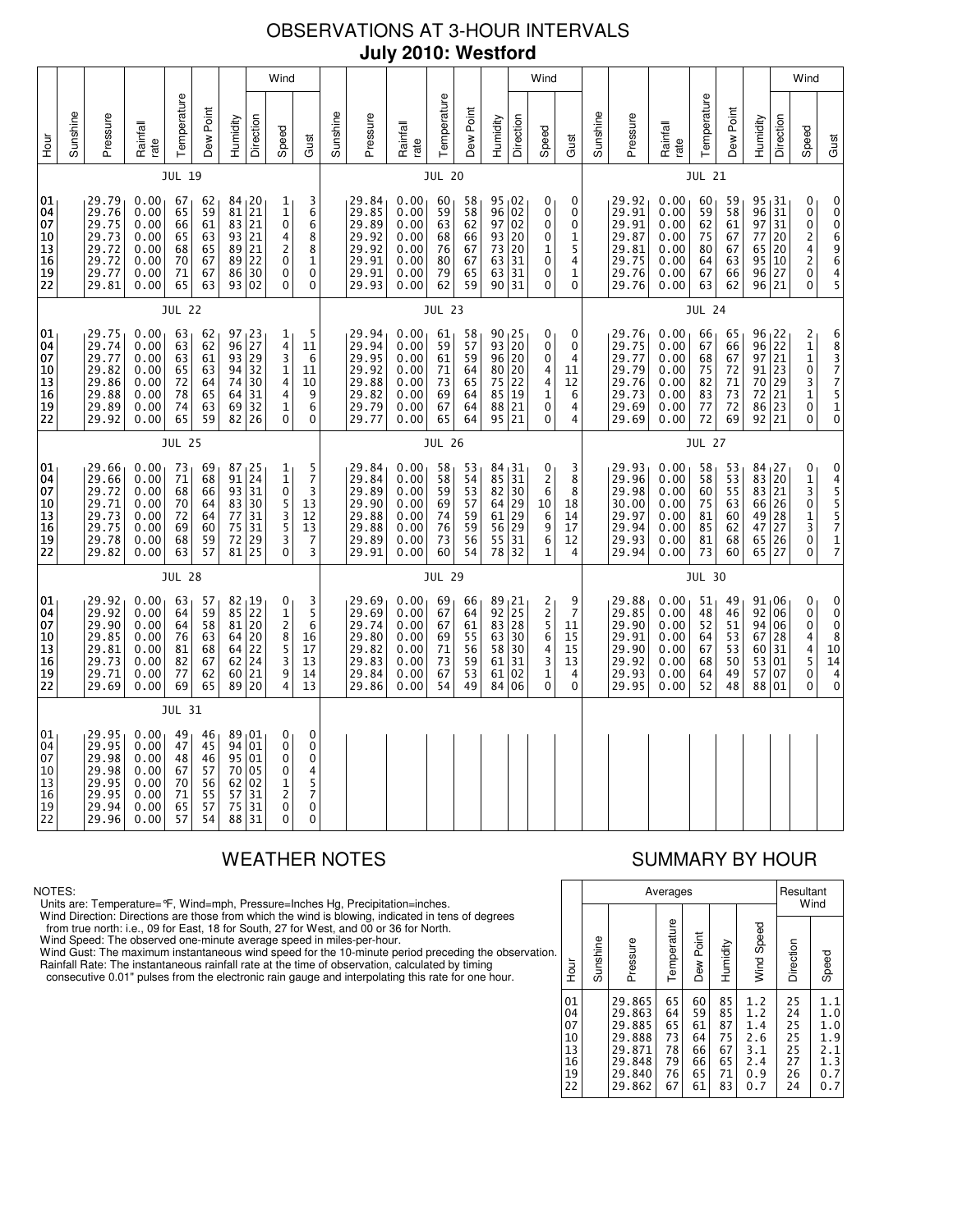# OBSERVATIONS AT 3-HOUR INTERVALS
## July 2010: Westford

### JUL 19

| Hour | Sunshine | Pressure | Rainfall rate | Temperature | Dew Point | Humidity | Wind Direction | Wind Speed | Wind Gust |
|---|---|---|---|---|---|---|---|---|---|
| 01 | | 29.79 | 0.00 | 67 | 62 | 84 | 20 | 1 | 3 |
| 04 | | 29.76 | 0.00 | 65 | 59 | 81 | 21 | 1 | 6 |
| 07 | | 29.75 | 0.00 | 66 | 61 | 83 | 21 | 0 | 6 |
| 10 | | 29.73 | 0.00 | 65 | 63 | 93 | 21 | 4 | 8 |
| 13 | | 29.72 | 0.00 | 68 | 65 | 89 | 21 | 2 | 8 |
| 16 | | 29.72 | 0.00 | 70 | 67 | 89 | 22 | 0 | 1 |
| 19 | | 29.77 | 0.00 | 71 | 67 | 86 | 30 | 0 | 0 |
| 22 | | 29.81 | 0.00 | 65 | 63 | 93 | 02 | 0 | 0 |

### JUL 20

| Hour | Sunshine | Pressure | Rainfall rate | Temperature | Dew Point | Humidity | Wind Direction | Wind Speed | Wind Gust |
|---|---|---|---|---|---|---|---|---|---|
| 01 | | 29.84 | 0.00 | 60 | 58 | 95 | 02 | 0 | 0 |
| 04 | | 29.85 | 0.00 | 59 | 58 | 96 | 02 | 0 | 0 |
| 07 | | 29.89 | 0.00 | 63 | 62 | 97 | 02 | 0 | 0 |
| 10 | | 29.92 | 0.00 | 68 | 66 | 93 | 20 | 0 | 1 |
| 13 | | 29.92 | 0.00 | 76 | 67 | 73 | 20 | 1 | 5 |
| 16 | | 29.91 | 0.00 | 80 | 67 | 63 | 31 | 0 | 4 |
| 19 | | 29.91 | 0.00 | 79 | 65 | 63 | 31 | 0 | 1 |
| 22 | | 29.93 | 0.00 | 62 | 59 | 90 | 31 | 0 | 0 |

### JUL 21

| Hour | Sunshine | Pressure | Rainfall rate | Temperature | Dew Point | Humidity | Wind Direction | Wind Speed | Wind Gust |
|---|---|---|---|---|---|---|---|---|---|
| 01 | | 29.92 | 0.00 | 60 | 59 | 95 | 31 | 0 | 0 |
| 04 | | 29.91 | 0.00 | 59 | 58 | 96 | 31 | 0 | 0 |
| 07 | | 29.91 | 0.00 | 62 | 61 | 97 | 31 | 0 | 0 |
| 10 | | 29.87 | 0.00 | 75 | 67 | 77 | 20 | 2 | 6 |
| 13 | | 29.81 | 0.00 | 80 | 67 | 65 | 20 | 4 | 9 |
| 16 | | 29.75 | 0.00 | 64 | 63 | 95 | 10 | 2 | 6 |
| 19 | | 29.76 | 0.00 | 67 | 66 | 96 | 27 | 0 | 4 |
| 22 | | 29.76 | 0.00 | 63 | 62 | 96 | 21 | 0 | 5 |

### JUL 22

| Hour | Sunshine | Pressure | Rainfall rate | Temperature | Dew Point | Humidity | Wind Direction | Wind Speed | Wind Gust |
|---|---|---|---|---|---|---|---|---|---|
| 01 | | 29.75 | 0.00 | 63 | 62 | 97 | 23 | 1 | 5 |
| 04 | | 29.74 | 0.00 | 63 | 62 | 96 | 27 | 4 | 11 |
| 07 | | 29.77 | 0.00 | 63 | 61 | 93 | 29 | 3 | 6 |
| 10 | | 29.82 | 0.00 | 65 | 63 | 94 | 32 | 1 | 11 |
| 13 | | 29.86 | 0.00 | 72 | 64 | 74 | 30 | 4 | 10 |
| 16 | | 29.88 | 0.00 | 78 | 65 | 64 | 31 | 4 | 9 |
| 19 | | 29.89 | 0.00 | 74 | 63 | 69 | 32 | 1 | 6 |
| 22 | | 29.92 | 0.00 | 65 | 59 | 82 | 26 | 0 | 0 |

### JUL 23

| Hour | Sunshine | Pressure | Rainfall rate | Temperature | Dew Point | Humidity | Wind Direction | Wind Speed | Wind Gust |
|---|---|---|---|---|---|---|---|---|---|
| 01 | | 29.94 | 0.00 | 61 | 58 | 90 | 25 | 0 | 0 |
| 04 | | 29.94 | 0.00 | 59 | 57 | 93 | 20 | 0 | 0 |
| 07 | | 29.95 | 0.00 | 61 | 59 | 96 | 20 | 0 | 4 |
| 10 | | 29.92 | 0.00 | 71 | 66 | 80 | 20 | 4 | 11 |
| 13 | | 29.88 | 0.00 | 73 | 65 | 75 | 22 | 4 | 12 |
| 16 | | 29.82 | 0.00 | 69 | 64 | 85 | 19 | 1 | 6 |
| 19 | | 29.79 | 0.00 | 67 | 64 | 88 | 21 | 0 | 4 |
| 22 | | 29.77 | 0.00 | 65 | 64 | 95 | 21 | 0 | 4 |

### JUL 24

| Hour | Sunshine | Pressure | Rainfall rate | Temperature | Dew Point | Humidity | Wind Direction | Wind Speed | Wind Gust |
|---|---|---|---|---|---|---|---|---|---|
| 01 | | 29.76 | 0.00 | 66 | 65 | 96 | 22 | 2 | 6 |
| 04 | | 29.75 | 0.00 | 67 | 66 | 96 | 22 | 1 | 8 |
| 07 | | 29.77 | 0.00 | 68 | 67 | 97 | 21 | 1 | 3 |
| 10 | | 29.79 | 0.00 | 75 | 72 | 91 | 23 | 0 | 7 |
| 13 | | 29.76 | 0.00 | 82 | 71 | 70 | 29 | 3 | 7 |
| 16 | | 29.73 | 0.00 | 83 | 73 | 72 | 21 | 1 | 5 |
| 19 | | 29.69 | 0.00 | 77 | 72 | 86 | 23 | 0 | 1 |
| 22 | | 29.69 | 0.00 | 72 | 69 | 92 | 21 | 0 | 0 |

### JUL 25

| Hour | Sunshine | Pressure | Rainfall rate | Temperature | Dew Point | Humidity | Wind Direction | Wind Speed | Wind Gust |
|---|---|---|---|---|---|---|---|---|---|
| 01 | | 29.66 | 0.00 | 73 | 69 | 87 | 25 | 1 | 5 |
| 04 | | 29.66 | 0.00 | 71 | 68 | 91 | 24 | 1 | 7 |
| 07 | | 29.72 | 0.00 | 68 | 66 | 93 | 31 | 0 | 3 |
| 10 | | 29.71 | 0.00 | 70 | 64 | 83 | 30 | 5 | 13 |
| 13 | | 29.73 | 0.00 | 72 | 64 | 77 | 31 | 3 | 12 |
| 16 | | 29.75 | 0.00 | 69 | 60 | 75 | 31 | 5 | 13 |
| 19 | | 29.78 | 0.00 | 68 | 59 | 72 | 29 | 3 | 7 |
| 22 | | 29.82 | 0.00 | 63 | 57 | 81 | 25 | 0 | 3 |

### JUL 26

| Hour | Sunshine | Pressure | Rainfall rate | Temperature | Dew Point | Humidity | Wind Direction | Wind Speed | Wind Gust |
|---|---|---|---|---|---|---|---|---|---|
| 01 | | 29.84 | 0.00 | 58 | 53 | 84 | 31 | 0 | 3 |
| 04 | | 29.84 | 0.00 | 58 | 54 | 85 | 31 | 2 | 8 |
| 07 | | 29.89 | 0.00 | 59 | 53 | 82 | 30 | 6 | 8 |
| 10 | | 29.90 | 0.00 | 69 | 57 | 64 | 29 | 10 | 18 |
| 13 | | 29.88 | 0.00 | 74 | 59 | 61 | 29 | 6 | 14 |
| 16 | | 29.88 | 0.00 | 76 | 59 | 56 | 29 | 9 | 17 |
| 19 | | 29.89 | 0.00 | 73 | 56 | 55 | 31 | 6 | 12 |
| 22 | | 29.91 | 0.00 | 60 | 54 | 78 | 32 | 1 | 4 |

### JUL 27

| Hour | Sunshine | Pressure | Rainfall rate | Temperature | Dew Point | Humidity | Wind Direction | Wind Speed | Wind Gust |
|---|---|---|---|---|---|---|---|---|---|
| 01 | | 29.93 | 0.00 | 58 | 53 | 84 | 27 | 0 | 0 |
| 04 | | 29.96 | 0.00 | 58 | 53 | 83 | 20 | 1 | 4 |
| 07 | | 29.98 | 0.00 | 60 | 55 | 83 | 21 | 3 | 5 |
| 10 | | 30.00 | 0.00 | 75 | 63 | 66 | 26 | 0 | 5 |
| 13 | | 29.97 | 0.00 | 81 | 60 | 49 | 28 | 1 | 5 |
| 16 | | 29.94 | 0.00 | 85 | 62 | 47 | 27 | 3 | 7 |
| 19 | | 29.93 | 0.00 | 81 | 68 | 65 | 26 | 0 | 1 |
| 22 | | 29.94 | 0.00 | 73 | 60 | 65 | 27 | 0 | 7 |

### JUL 28

| Hour | Sunshine | Pressure | Rainfall rate | Temperature | Dew Point | Humidity | Wind Direction | Wind Speed | Wind Gust |
|---|---|---|---|---|---|---|---|---|---|
| 01 | | 29.92 | 0.00 | 63 | 57 | 82 | 19 | 0 | 3 |
| 04 | | 29.92 | 0.00 | 64 | 59 | 85 | 22 | 1 | 5 |
| 07 | | 29.90 | 0.00 | 64 | 58 | 81 | 20 | 2 | 6 |
| 10 | | 29.85 | 0.00 | 76 | 63 | 64 | 20 | 8 | 16 |
| 13 | | 29.81 | 0.00 | 81 | 68 | 64 | 22 | 5 | 17 |
| 16 | | 29.73 | 0.00 | 82 | 67 | 62 | 24 | 3 | 13 |
| 19 | | 29.71 | 0.00 | 77 | 62 | 60 | 21 | 9 | 14 |
| 22 | | 29.69 | 0.00 | 69 | 65 | 89 | 20 | 4 | 13 |

### JUL 29

| Hour | Sunshine | Pressure | Rainfall rate | Temperature | Dew Point | Humidity | Wind Direction | Wind Speed | Wind Gust |
|---|---|---|---|---|---|---|---|---|---|
| 01 | | 29.69 | 0.00 | 69 | 66 | 89 | 21 | 2 | 9 |
| 04 | | 29.69 | 0.00 | 67 | 64 | 92 | 25 | 2 | 7 |
| 07 | | 29.74 | 0.00 | 67 | 61 | 83 | 28 | 5 | 11 |
| 10 | | 29.80 | 0.00 | 69 | 55 | 63 | 30 | 6 | 15 |
| 13 | | 29.82 | 0.00 | 71 | 56 | 58 | 30 | 4 | 15 |
| 16 | | 29.83 | 0.00 | 73 | 59 | 61 | 31 | 3 | 13 |
| 19 | | 29.84 | 0.00 | 67 | 53 | 61 | 02 | 1 | 4 |
| 22 | | 29.86 | 0.00 | 54 | 49 | 84 | 06 | 0 | 0 |

### JUL 30

| Hour | Sunshine | Pressure | Rainfall rate | Temperature | Dew Point | Humidity | Wind Direction | Wind Speed | Wind Gust |
|---|---|---|---|---|---|---|---|---|---|
| 01 | | 29.88 | 0.00 | 51 | 49 | 91 | 06 | 0 | 0 |
| 04 | | 29.85 | 0.00 | 48 | 46 | 92 | 06 | 0 | 0 |
| 07 | | 29.90 | 0.00 | 52 | 51 | 94 | 06 | 0 | 0 |
| 10 | | 29.91 | 0.00 | 64 | 53 | 67 | 28 | 4 | 8 |
| 13 | | 29.90 | 0.00 | 67 | 53 | 60 | 31 | 4 | 10 |
| 16 | | 29.92 | 0.00 | 68 | 50 | 53 | 01 | 5 | 14 |
| 19 | | 29.93 | 0.00 | 64 | 49 | 57 | 07 | 0 | 4 |
| 22 | | 29.95 | 0.00 | 52 | 48 | 88 | 01 | 0 | 0 |

### JUL 31

| Hour | Sunshine | Pressure | Rainfall rate | Temperature | Dew Point | Humidity | Wind Direction | Wind Speed | Wind Gust |
|---|---|---|---|---|---|---|---|---|---|
| 01 | | 29.95 | 0.00 | 49 | 46 | 89 | 01 | 0 | 0 |
| 04 | | 29.95 | 0.00 | 47 | 45 | 94 | 01 | 0 | 0 |
| 07 | | 29.98 | 0.00 | 48 | 46 | 95 | 01 | 0 | 0 |
| 10 | | 29.98 | 0.00 | 67 | 57 | 70 | 05 | 0 | 4 |
| 13 | | 29.95 | 0.00 | 70 | 56 | 62 | 02 | 1 | 5 |
| 16 | | 29.95 | 0.00 | 71 | 55 | 57 | 31 | 2 | 7 |
| 19 | | 29.94 | 0.00 | 65 | 57 | 75 | 31 | 0 | 0 |
| 22 | | 29.96 | 0.00 | 57 | 54 | 88 | 31 | 0 | 0 |

## WEATHER NOTES

NOTES:
Units are: Temperature=°F, Wind=mph, Pressure=Inches Hg, Precipitation=inches.
Wind Direction: Directions are those from which the wind is blowing, indicated in tens of degrees from true north: i.e., 09 for East, 18 for South, 27 for West, and 00 or 36 for North.
Wind Speed: The observed one-minute average speed in miles-per-hour.
Wind Gust: The maximum instantaneous wind speed for the 10-minute period preceding the observation.
Rainfall Rate: The instantaneous rainfall rate at the time of observation, calculated by timing consecutive 0.01" pulses from the electronic rain gauge and interpolating this rate for one hour.

## SUMMARY BY HOUR

| Hour | Averages | | | | | | Resultant Wind | |
|---|---|---|---|---|---|---|---|---|
| | Sunshine | Pressure | Temperature | Dew Point | Humidity | Wind Speed | Direction | Speed |
| 01 | | 29.865 | 65 | 60 | 85 | 1.2 | 25 | 1.1 |
| 04 | | 29.863 | 64 | 59 | 85 | 1.2 | 24 | 1.0 |
| 07 | | 29.885 | 65 | 61 | 87 | 1.4 | 25 | 1.0 |
| 10 | | 29.888 | 73 | 64 | 75 | 2.6 | 25 | 1.9 |
| 13 | | 29.871 | 78 | 66 | 67 | 3.1 | 25 | 2.1 |
| 16 | | 29.848 | 79 | 66 | 65 | 2.4 | 27 | 1.3 |
| 19 | | 29.840 | 76 | 65 | 71 | 0.9 | 26 | 0.7 |
| 22 | | 29.862 | 67 | 61 | 83 | 0.7 | 24 | 0.7 |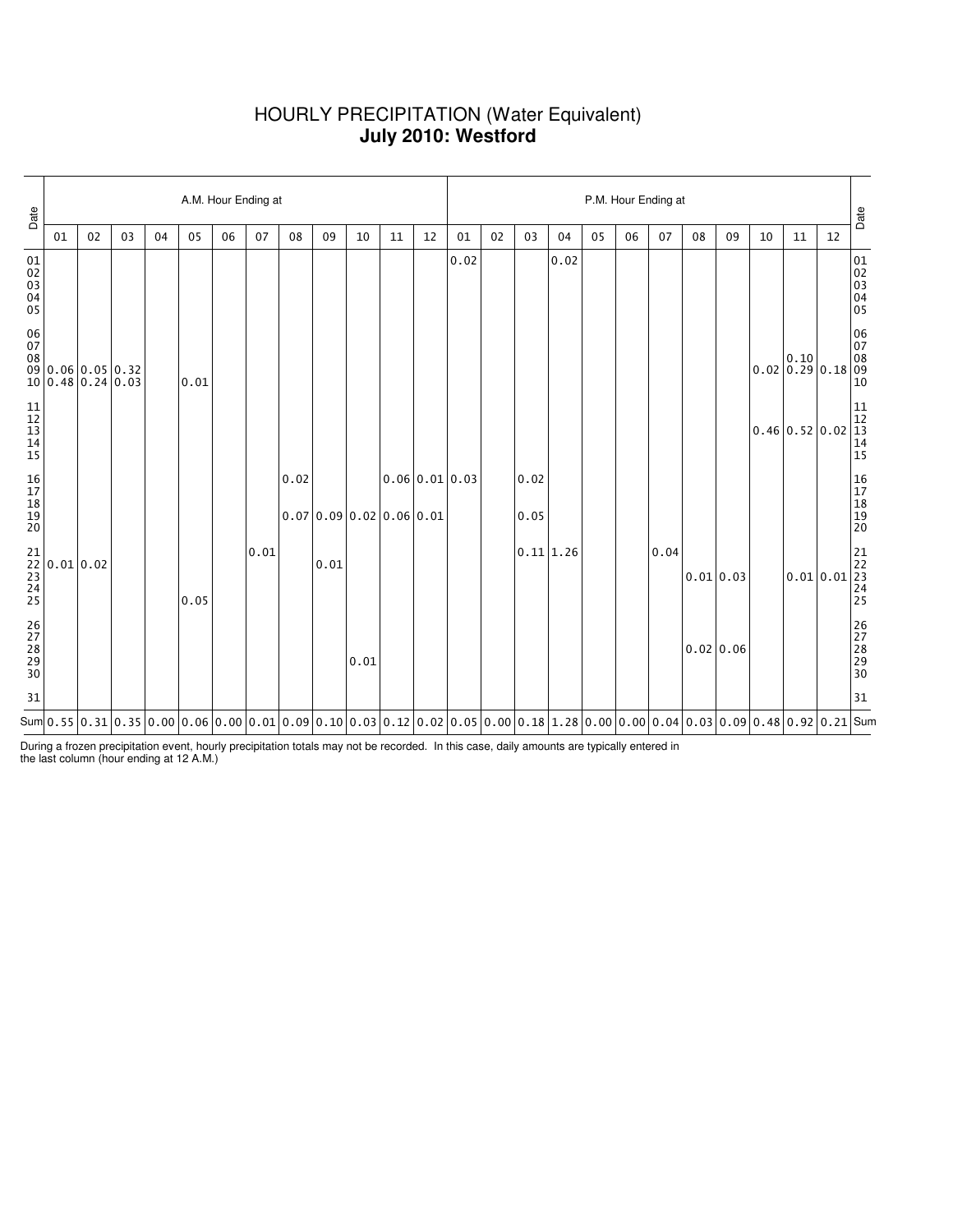# HOURLY PRECIPITATION (Water Equivalent)
## July 2010: Westford

| Date | A.M. Hour Ending at | | | | | | | | | | | | P.M. Hour Ending at | | | | | | | | | | | | Date |
|---|---|---|---|---|---|---|---|---|---|---|---|---|---|---|---|---|---|---|---|---|---|---|---|---|---|
| | 01 | 02 | 03 | 04 | 05 | 06 | 07 | 08 | 09 | 10 | 11 | 12 | 01 | 02 | 03 | 04 | 05 | 06 | 07 | 08 | 09 | 10 | 11 | 12 | |
| 01 | | | | | | | | | | | | | 0.02 | | | 0.02 | | | | | | | | | 01 |
| 02 | | | | | | | | | | | | | | | | | | | | | | | | | 02 |
| 03 | | | | | | | | | | | | | | | | | | | | | | | | | 03 |
| 04 | | | | | | | | | | | | | | | | | | | | | | | | | 04 |
| 05 | | | | | | | | | | | | | | | | | | | | | | | | | 05 |
| 06 | | | | | | | | | | | | | | | | | | | | | | | | | 06 |
| 07 | | | | | | | | | | | | | | | | | | | | | | | | | 07 |
| 08 | | | | | | | | | | | | | | | | | | | | | | | 0.10 | | 08 |
| 09 | 0.06 | 0.05 | 0.32 | | | | | | | | | | | | | | | | | | | 0.02 | 0.29 | 0.18 | 09 |
| 10 | 0.48 | 0.24 | 0.03 | | 0.01 | | | | | | | | | | | | | | | | | | | | 10 |
| 11 | | | | | | | | | | | | | | | | | | | | | | | | | 11 |
| 12 | | | | | | | | | | | | | | | | | | | | | | | | | 12 |
| 13 | | | | | | | | | | | | | | | | | | | | | | 0.46 | 0.52 | 0.02 | 13 |
| 14 | | | | | | | | | | | | | | | | | | | | | | | | | 14 |
| 15 | | | | | | | | | | | | | | | | | | | | | | | | | 15 |
| 16 | | | | | | | | 0.02 | | | 0.06 | 0.01 | 0.03 | | 0.02 | | | | | | | | | | 16 |
| 17 | | | | | | | | | | | | | | | | | | | | | | | | | 17 |
| 18 | | | | | | | | | | | | | | | | | | | | | | | | | 18 |
| 19 | | | | | | | | 0.07 | 0.09 | 0.02 | 0.06 | 0.01 | | | 0.05 | | | | | | | | | | 19 |
| 20 | | | | | | | | | | | | | | | | | | | | | | | | | 20 |
| 21 | | | | | | | 0.01 | | | | | | | | 0.11 | 1.26 | | | 0.04 | | | | | | 21 |
| 22 | 0.01 | 0.02 | | | | | | | 0.01 | | | | | | | | | | | | | | | | 22 |
| 23 | | | | | | | | | | | | | | | | | | | | 0.01 | 0.03 | | 0.01 | 0.01 | 23 |
| 24 | | | | | | | | | | | | | | | | | | | | | | | | | 24 |
| 25 | | | | | 0.05 | | | | | | | | | | | | | | | | | | | | 25 |
| 26 | | | | | | | | | | | | | | | | | | | | | | | | | 26 |
| 27 | | | | | | | | | | | | | | | | | | | | | | | | | 27 |
| 28 | | | | | | | | | | | | | | | | | | | | 0.02 | 0.06 | | | | 28 |
| 29 | | | | | | | | | | 0.01 | | | | | | | | | | | | | | | 29 |
| 30 | | | | | | | | | | | | | | | | | | | | | | | | | 30 |
| 31 | | | | | | | | | | | | | | | | | | | | | | | | | 31 |
| Sum | 0.55 | 0.31 | 0.35 | 0.00 | 0.06 | 0.00 | 0.01 | 0.09 | 0.10 | 0.03 | 0.12 | 0.02 | 0.05 | 0.00 | 0.18 | 1.28 | 0.00 | 0.00 | 0.04 | 0.03 | 0.09 | 0.48 | 0.92 | 0.21 | Sum |

During a frozen precipitation event, hourly precipitation totals may not be recorded. In this case, daily amounts are typically entered in the last column (hour ending at 12 A.M.)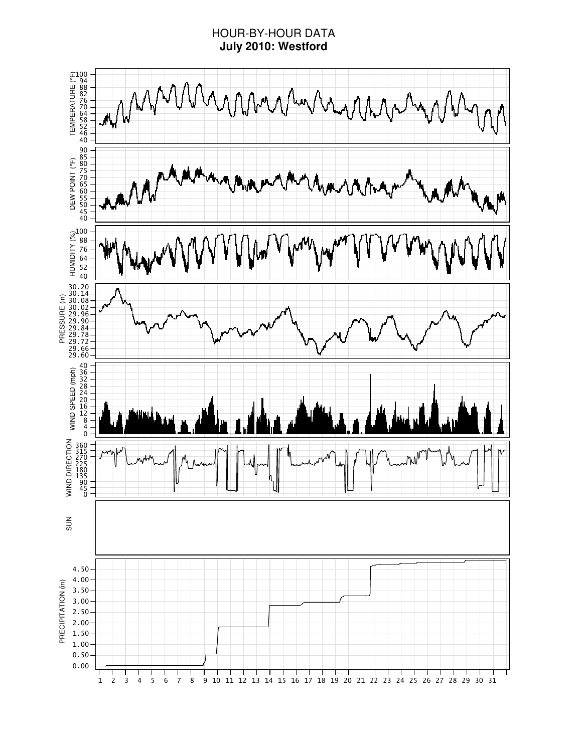# HOUR-BY-HOUR DATA
## July 2010: Westford

TEMPERATURE (°F)

DEW POINT (°F)

HUMIDITY (%)

PRESSURE (in)

WIND SPEED (mph)

WIND DIRECTION

SUN

PRECIPITATION (in)

1 2 3 4 5 6 7 8 9 10 11 12 13 14 15 16 17 18 19 20 21 22 23 24 25 26 27 28 29 30 31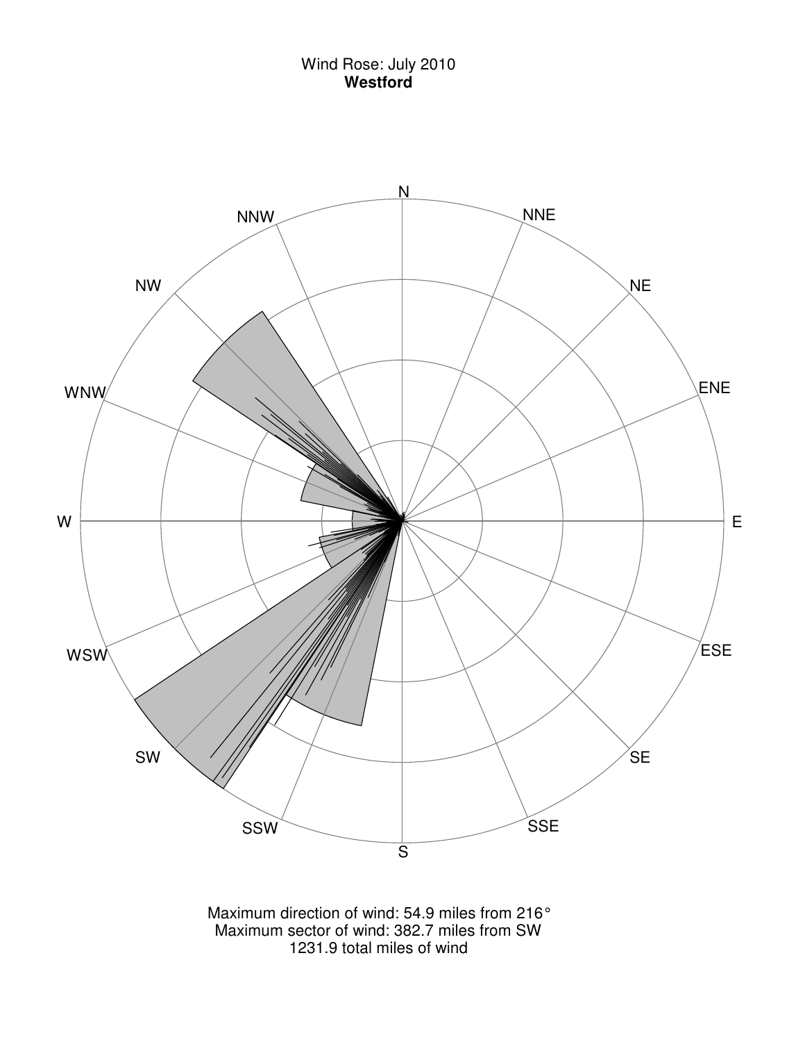Wind Rose: July 2010

**Westford**

N

NNE

NE

ENE

E

ESE

SE

SSE

S

SSW

SW

WSW

W

WNW

NW

NNW

Maximum direction of wind: 54.9 miles from 216°

Maximum sector of wind: 382.7 miles from SW

1231.9 total miles of wind